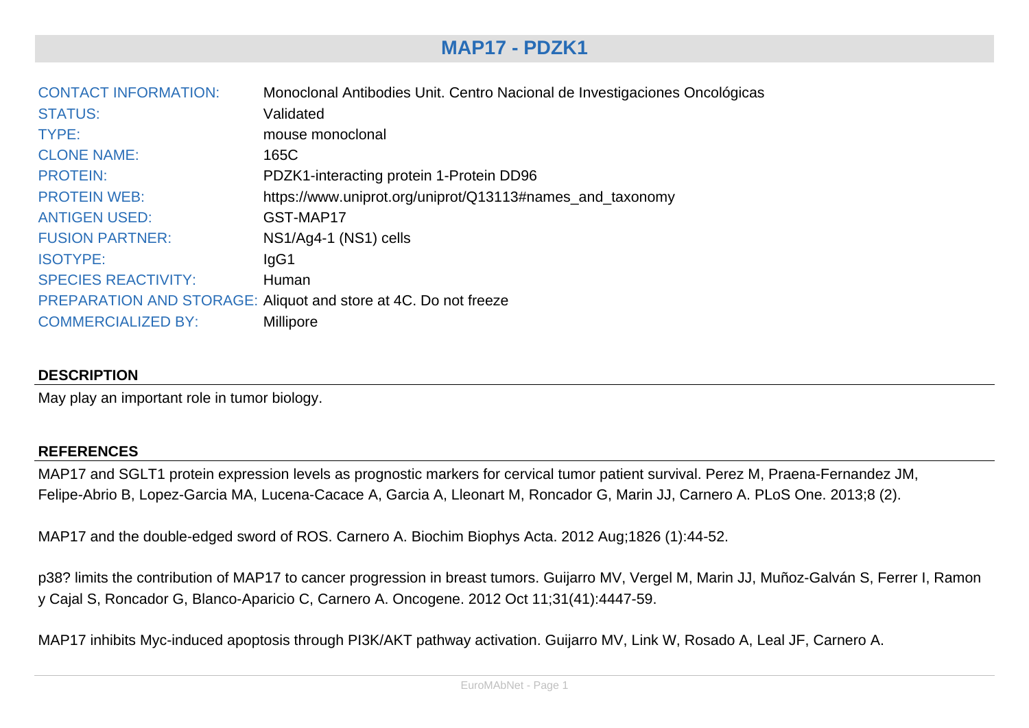# MAP17 - PDZK1

| | |
|---|---|
| CONTACT INFORMATION: | Monoclonal Antibodies Unit. Centro Nacional de Investigaciones Oncológicas |
| STATUS: | Validated |
| TYPE: | mouse monoclonal |
| CLONE NAME: | 165C |
| PROTEIN: | PDZK1-interacting protein 1-Protein DD96 |
| PROTEIN WEB: | https://www.uniprot.org/uniprot/Q13113#names_and_taxonomy |
| ANTIGEN USED: | GST-MAP17 |
| FUSION PARTNER: | NS1/Ag4-1 (NS1) cells |
| ISOTYPE: | IgG1 |
| SPECIES REACTIVITY: | Human |
| PREPARATION AND STORAGE: | Aliquot and store at 4C. Do not freeze |
| COMMERCIALIZED BY: | Millipore |

## DESCRIPTION

May play an important role in tumor biology.

## REFERENCES

MAP17 and SGLT1 protein expression levels as prognostic markers for cervical tumor patient survival. Perez M, Praena-Fernandez JM, Felipe-Abrio B, Lopez-Garcia MA, Lucena-Cacace A, Garcia A, Lleonart M, Roncador G, Marin JJ, Carnero A. PLoS One. 2013;8 (2).

MAP17 and the double-edged sword of ROS. Carnero A. Biochim Biophys Acta. 2012 Aug;1826 (1):44-52.

p38? limits the contribution of MAP17 to cancer progression in breast tumors. Guijarro MV, Vergel M, Marin JJ, Muñoz-Galván S, Ferrer I, Ramon y Cajal S, Roncador G, Blanco-Aparicio C, Carnero A. Oncogene. 2012 Oct 11;31(41):4447-59.

MAP17 inhibits Myc-induced apoptosis through PI3K/AKT pathway activation. Guijarro MV, Link W, Rosado A, Leal JF, Carnero A.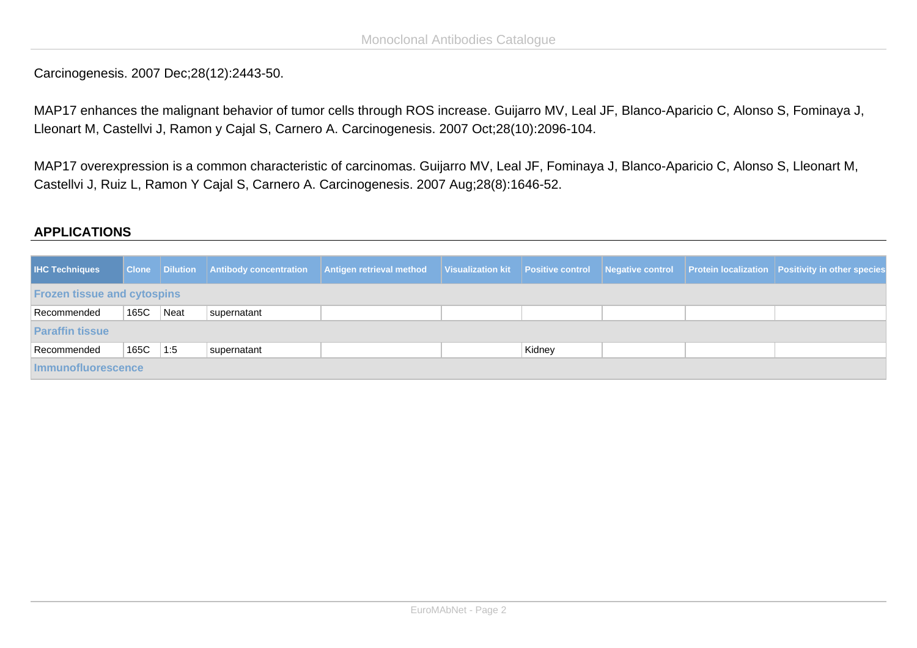Carcinogenesis. 2007 Dec;28(12):2443-50.

MAP17 enhances the malignant behavior of tumor cells through ROS increase. Guijarro MV, Leal JF, Blanco-Aparicio C, Alonso S, Fominaya J, Lleonart M, Castellvi J, Ramon y Cajal S, Carnero A. Carcinogenesis. 2007 Oct;28(10):2096-104.

MAP17 overexpression is a common characteristic of carcinomas. Guijarro MV, Leal JF, Fominaya J, Blanco-Aparicio C, Alonso S, Lleonart M, Castellvi J, Ruiz L, Ramon Y Cajal S, Carnero A. Carcinogenesis. 2007 Aug;28(8):1646-52.

## APPLICATIONS

| IHC Techniques | Clone | Dilution | Antibody concentration | Antigen retrieval method | Visualization kit | Positive control | Negative control | Protein localization | Positivity in other species |
|---|---|---|---|---|---|---|---|---|---|
| **Frozen tissue and cytospins** | | | | | | | | | |
| Recommended | 165C | Neat | supernatant | | | | | | |
| **Paraffin tissue** | | | | | | | | | |
| Recommended | 165C | 1:5 | supernatant | | | Kidney | | | |
| **Immunofluorescence** | | | | | | | | | |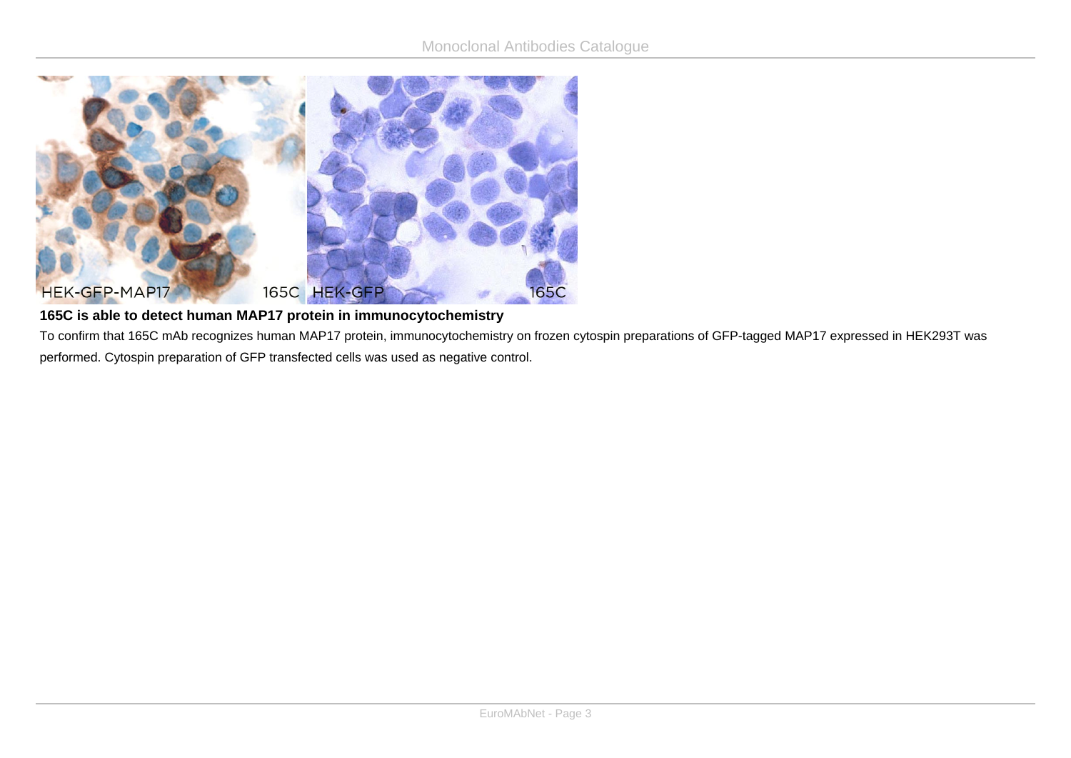**165C is able to detect human MAP17 protein in immunocytochemistry**

To confirm that 165C mAb recognizes human MAP17 protein, immunocytochemistry on frozen cytospin preparations of GFP-tagged MAP17 expressed in HEK293T was performed. Cytospin preparation of GFP transfected cells was used as negative control.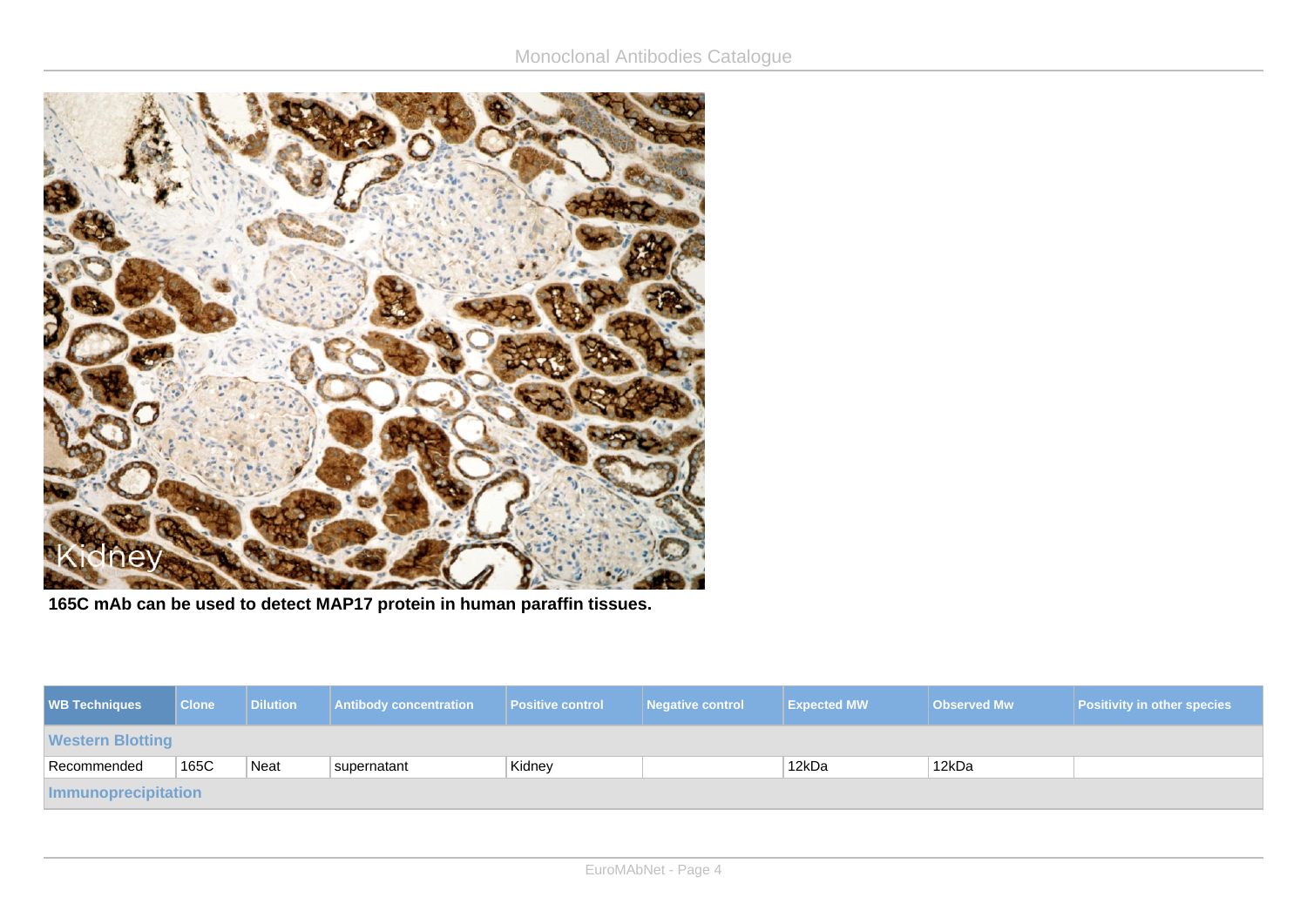165C mAb can be used to detect MAP17 protein in human paraffin tissues.

| WB Techniques | Clone | Dilution | Antibody concentration | Positive control | Negative control | Expected MW | Observed Mw | Positivity in other species |
|---|---|---|---|---|---|---|---|---|
| **Western Blotting** | | | | | | | | |
| Recommended | 165C | Neat | supernatant | Kidney | | 12kDa | 12kDa | |
| **Immunoprecipitation** | | | | | | | | |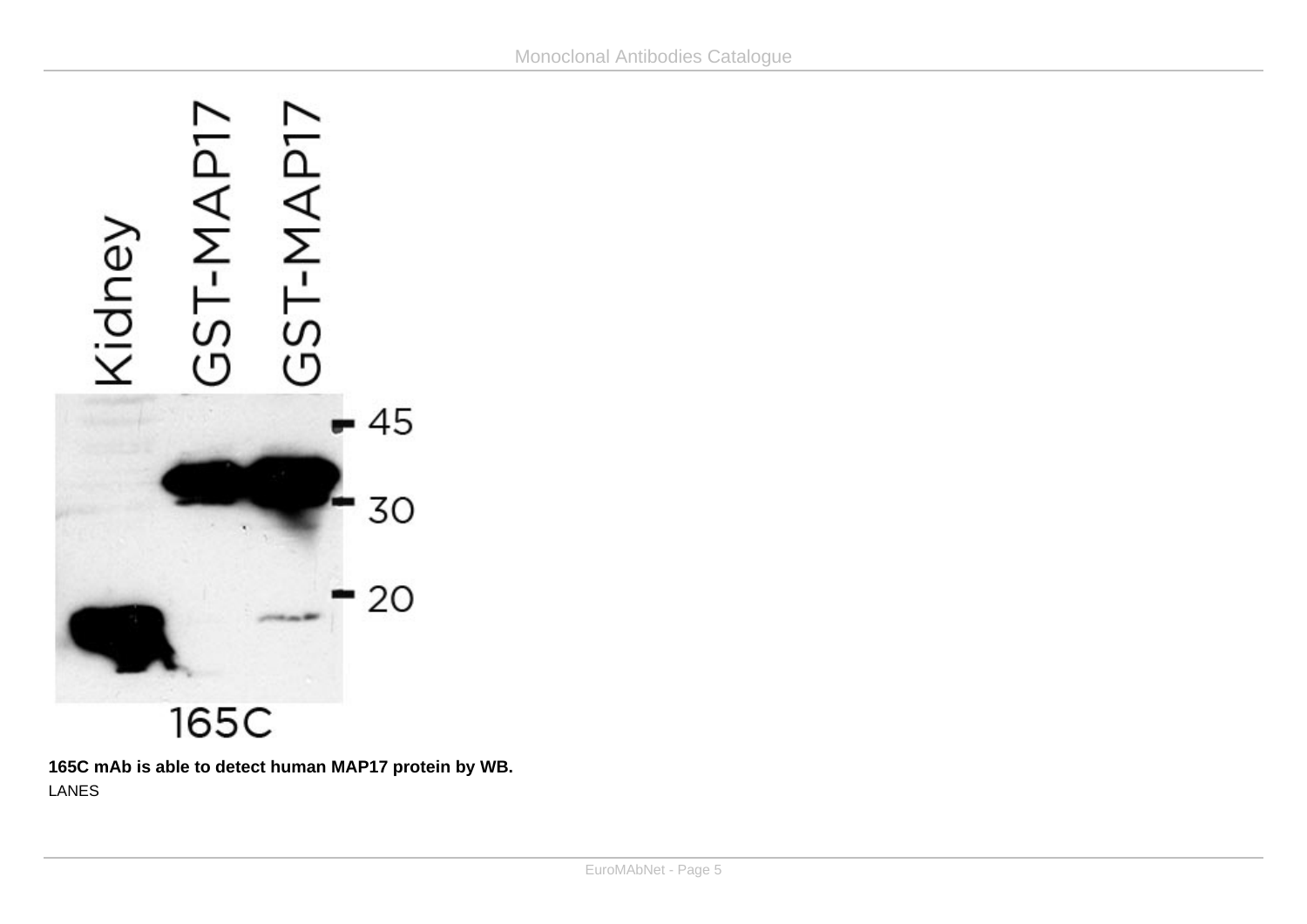**165C mAb is able to detect human MAP17 protein by WB.**

LANES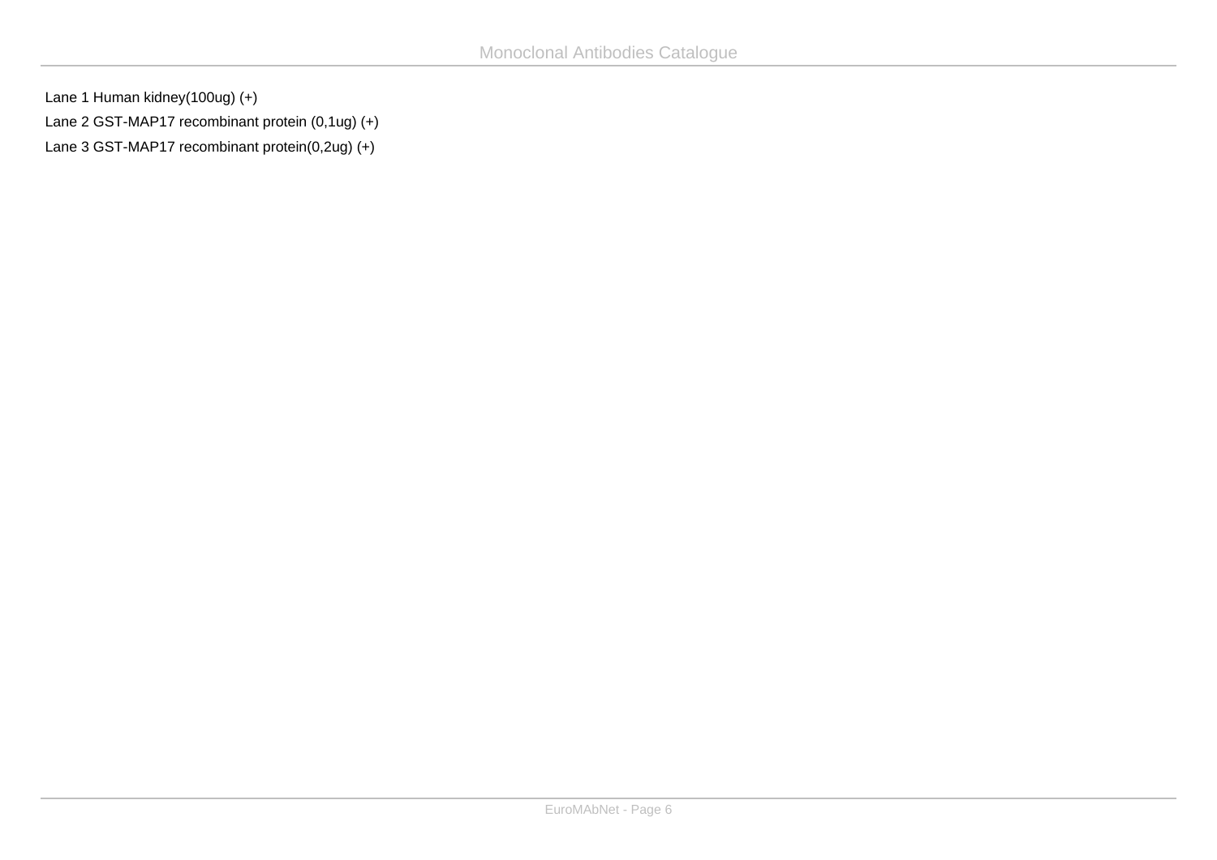Lane 1 Human kidney(100ug) (+)

Lane 2 GST-MAP17 recombinant protein (0,1ug) (+)

Lane 3 GST-MAP17 recombinant protein(0,2ug) (+)